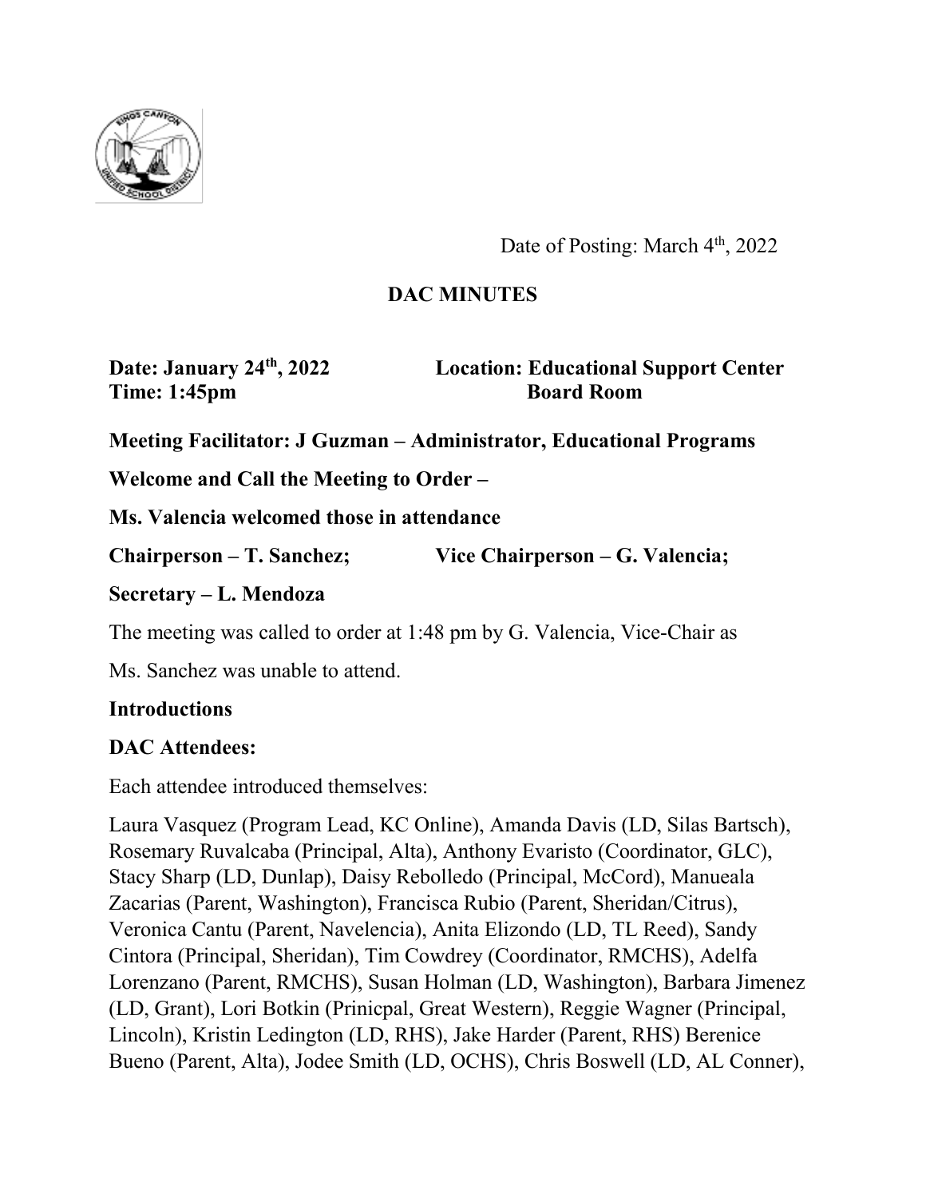Date of Posting: March 4th, 2022

# DAC MINUTES

**Date: January 24th, 2022** **Location: Educational Support Center**
**Time: 1:45pm** **Board Room**

**Meeting Facilitator: J Guzman – Administrator, Educational Programs**

**Welcome and Call the Meeting to Order –**

**Ms. Valencia welcomed those in attendance**

**Chairperson – T. Sanchez;** **Vice Chairperson – G. Valencia;**

**Secretary – L. Mendoza**

The meeting was called to order at 1:48 pm by G. Valencia, Vice-Chair as Ms. Sanchez was unable to attend.

**Introductions**

**DAC Attendees:**

Each attendee introduced themselves:

Laura Vasquez (Program Lead, KC Online), Amanda Davis (LD, Silas Bartsch), Rosemary Ruvalcaba (Principal, Alta), Anthony Evaristo (Coordinator, GLC), Stacy Sharp (LD, Dunlap), Daisy Rebolledo (Principal, McCord), Manueala Zacarias (Parent, Washington), Francisca Rubio (Parent, Sheridan/Citrus), Veronica Cantu (Parent, Navelencia), Anita Elizondo (LD, TL Reed), Sandy Cintora (Principal, Sheridan), Tim Cowdrey (Coordinator, RMCHS), Adelfa Lorenzano (Parent, RMCHS), Susan Holman (LD, Washington), Barbara Jimenez (LD, Grant), Lori Botkin (Prinicpal, Great Western), Reggie Wagner (Principal, Lincoln), Kristin Ledington (LD, RHS), Jake Harder (Parent, RHS) Berenice Bueno (Parent, Alta), Jodee Smith (LD, OCHS), Chris Boswell (LD, AL Conner),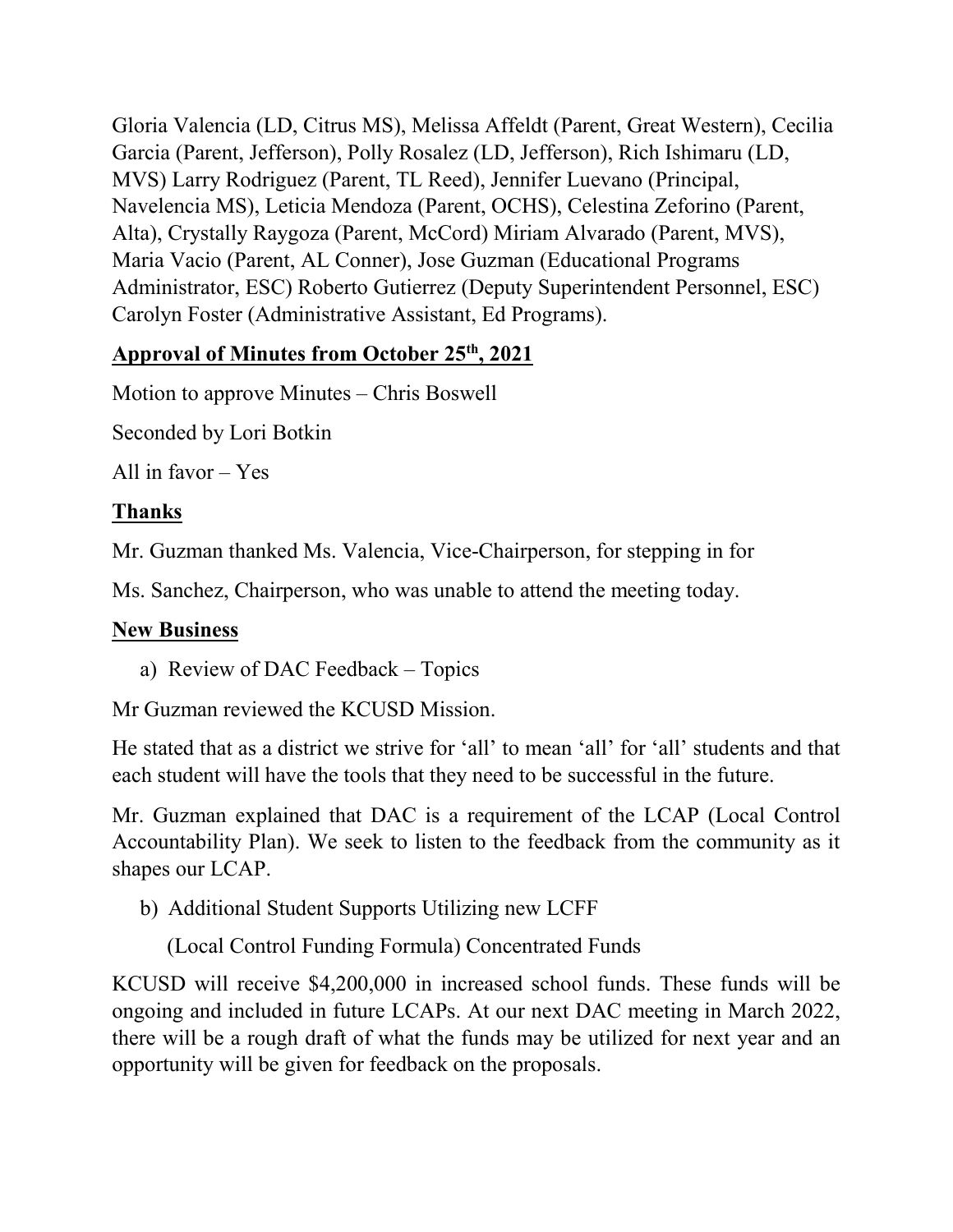Gloria Valencia (LD, Citrus MS), Melissa Affeldt (Parent, Great Western), Cecilia Garcia (Parent, Jefferson), Polly Rosalez (LD, Jefferson), Rich Ishimaru (LD, MVS) Larry Rodriguez (Parent, TL Reed), Jennifer Luevano (Principal, Navelencia MS), Leticia Mendoza (Parent, OCHS), Celestina Zeforino (Parent, Alta), Crystally Raygoza (Parent, McCord) Miriam Alvarado (Parent, MVS), Maria Vacio (Parent, AL Conner), Jose Guzman (Educational Programs Administrator, ESC) Roberto Gutierrez (Deputy Superintendent Personnel, ESC) Carolyn Foster (Administrative Assistant, Ed Programs).

**Approval of Minutes from October 25th, 2021**

Motion to approve Minutes – Chris Boswell

Seconded by Lori Botkin

All in favor – Yes

**Thanks**

Mr. Guzman thanked Ms. Valencia, Vice-Chairperson, for stepping in for

Ms. Sanchez, Chairperson, who was unable to attend the meeting today.

**New Business**

a) Review of DAC Feedback – Topics

Mr Guzman reviewed the KCUSD Mission.

He stated that as a district we strive for 'all' to mean 'all' for 'all' students and that each student will have the tools that they need to be successful in the future.

Mr. Guzman explained that DAC is a requirement of the LCAP (Local Control Accountability Plan). We seek to listen to the feedback from the community as it shapes our LCAP.

b) Additional Student Supports Utilizing new LCFF

(Local Control Funding Formula) Concentrated Funds

KCUSD will receive $4,200,000 in increased school funds. These funds will be ongoing and included in future LCAPs. At our next DAC meeting in March 2022, there will be a rough draft of what the funds may be utilized for next year and an opportunity will be given for feedback on the proposals.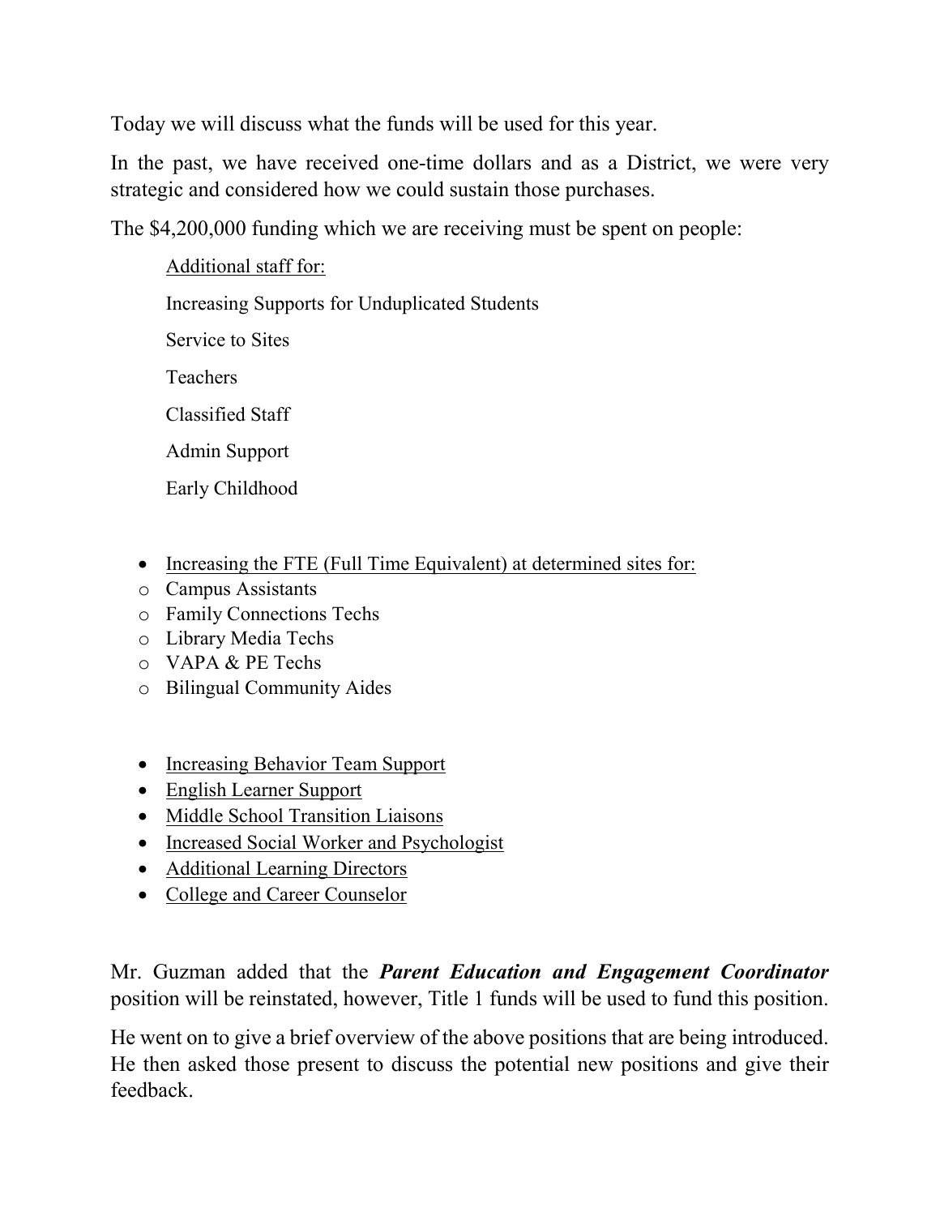Today we will discuss what the funds will be used for this year.

In the past, we have received one-time dollars and as a District, we were very strategic and considered how we could sustain those purchases.

The $4,200,000 funding which we are receiving must be spent on people:

<u>Additional staff for:</u>

Increasing Supports for Unduplicated Students

Service to Sites

Teachers

Classified Staff

Admin Support

Early Childhood

- <u>Increasing the FTE (Full Time Equivalent) at determined sites for:</u>
  - Campus Assistants
  - Family Connections Techs
  - Library Media Techs
  - VAPA & PE Techs
  - Bilingual Community Aides

- <u>Increasing Behavior Team Support</u>
- <u>English Learner Support</u>
- <u>Middle School Transition Liaisons</u>
- <u>Increased Social Worker and Psychologist</u>
- <u>Additional Learning Directors</u>
- <u>College and Career Counselor</u>

Mr. Guzman added that the ***Parent Education and Engagement Coordinator*** position will be reinstated, however, Title 1 funds will be used to fund this position.

He went on to give a brief overview of the above positions that are being introduced. He then asked those present to discuss the potential new positions and give their feedback.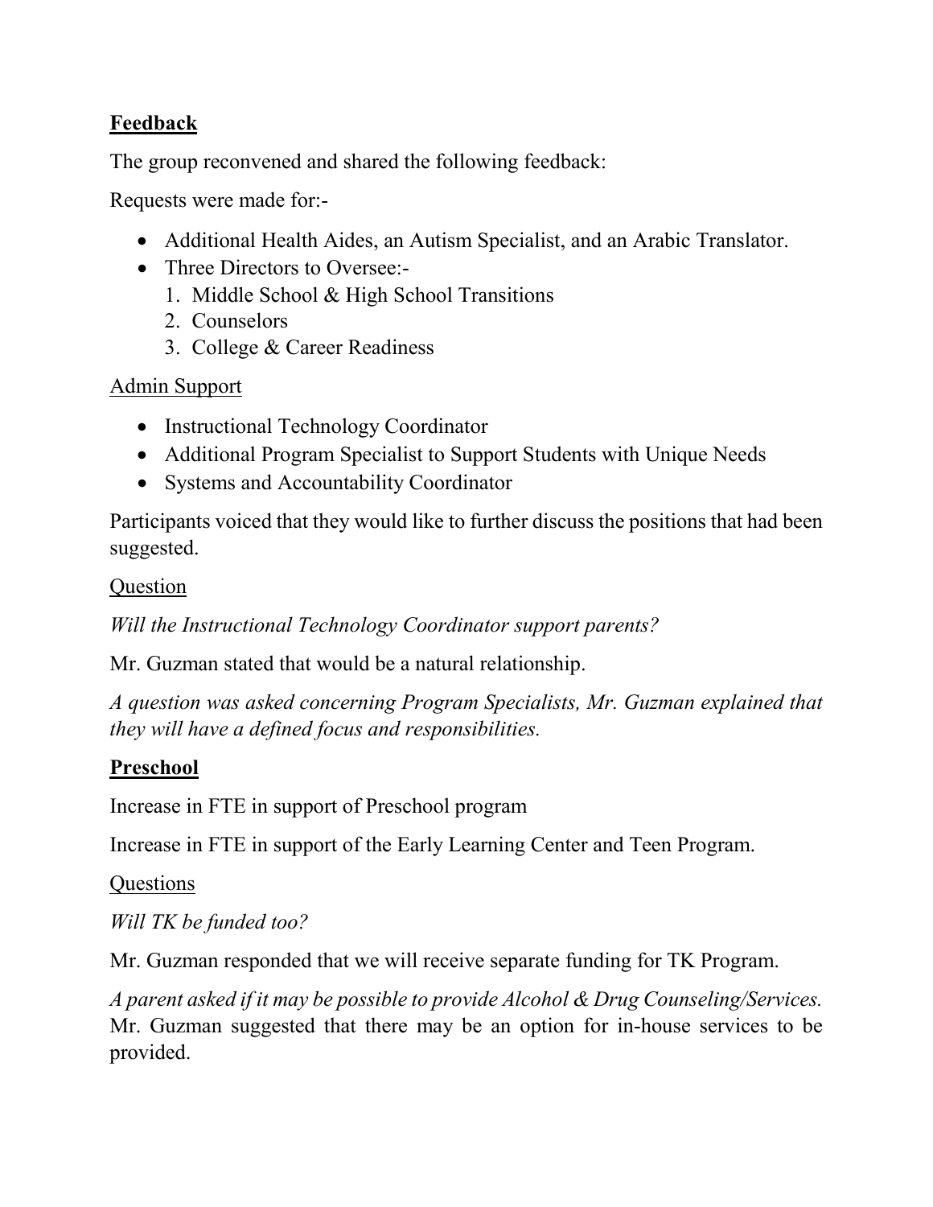**Feedback**

The group reconvened and shared the following feedback:

Requests were made for:-

- Additional Health Aides, an Autism Specialist, and an Arabic Translator.
- Three Directors to Oversee:-
  1. Middle School & High School Transitions
  2. Counselors
  3. College & Career Readiness

Admin Support

- Instructional Technology Coordinator
- Additional Program Specialist to Support Students with Unique Needs
- Systems and Accountability Coordinator

Participants voiced that they would like to further discuss the positions that had been suggested.

Question

*Will the Instructional Technology Coordinator support parents?*

Mr. Guzman stated that would be a natural relationship.

*A question was asked concerning Program Specialists, Mr. Guzman explained that they will have a defined focus and responsibilities.*

**Preschool**

Increase in FTE in support of Preschool program

Increase in FTE in support of the Early Learning Center and Teen Program.

Questions

*Will TK be funded too?*

Mr. Guzman responded that we will receive separate funding for TK Program.

*A parent asked if it may be possible to provide Alcohol & Drug Counseling/Services.* Mr. Guzman suggested that there may be an option for in-house services to be provided.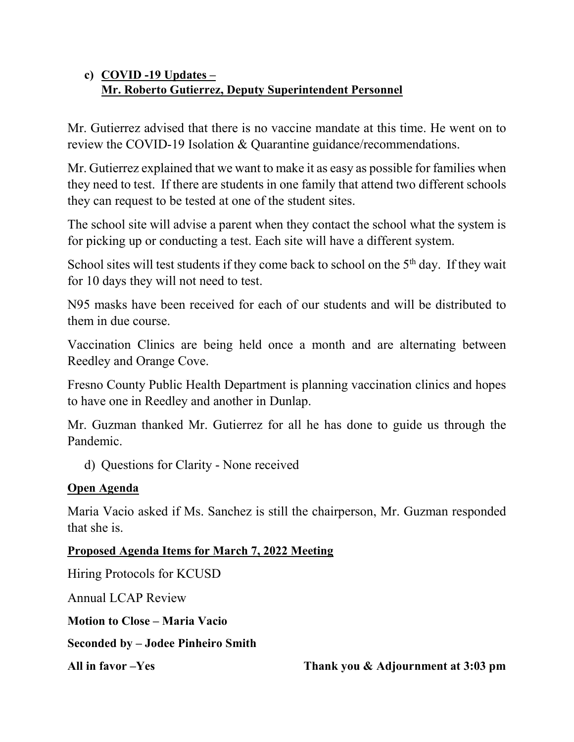**c) COVID -19 Updates –**
**Mr. Roberto Gutierrez, Deputy Superintendent Personnel**

Mr. Gutierrez advised that there is no vaccine mandate at this time. He went on to review the COVID-19 Isolation & Quarantine guidance/recommendations.

Mr. Gutierrez explained that we want to make it as easy as possible for families when they need to test. If there are students in one family that attend two different schools they can request to be tested at one of the student sites.

The school site will advise a parent when they contact the school what the system is for picking up or conducting a test. Each site will have a different system.

School sites will test students if they come back to school on the 5th day. If they wait for 10 days they will not need to test.

N95 masks have been received for each of our students and will be distributed to them in due course.

Vaccination Clinics are being held once a month and are alternating between Reedley and Orange Cove.

Fresno County Public Health Department is planning vaccination clinics and hopes to have one in Reedley and another in Dunlap.

Mr. Guzman thanked Mr. Gutierrez for all he has done to guide us through the Pandemic.

d) Questions for Clarity - None received

**Open Agenda**

Maria Vacio asked if Ms. Sanchez is still the chairperson, Mr. Guzman responded that she is.

**Proposed Agenda Items for March 7, 2022 Meeting**

Hiring Protocols for KCUSD

Annual LCAP Review

**Motion to Close – Maria Vacio**

**Seconded by – Jodee Pinheiro Smith**

**All in favor –Yes** **Thank you & Adjournment at 3:03 pm**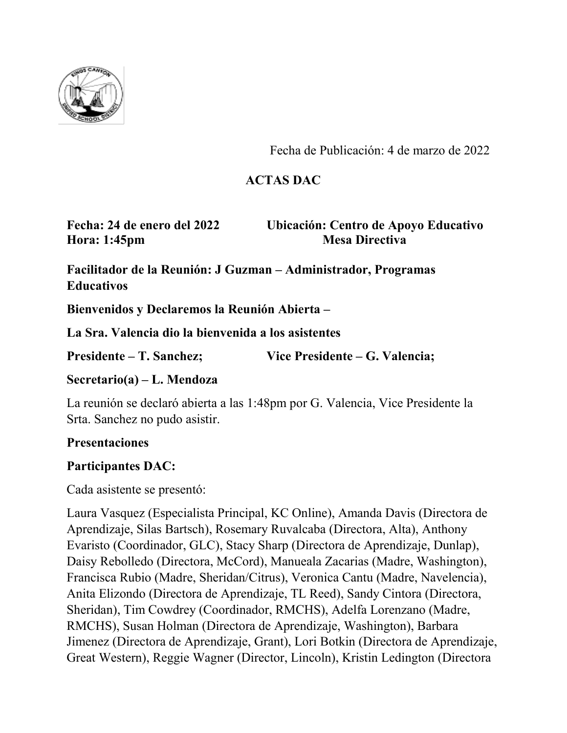Fecha de Publicación: 4 de marzo de 2022

**ACTAS DAC**

**Fecha: 24 de enero del 2022** **Ubicación: Centro de Apoyo Educativo**
**Hora: 1:45pm** **Mesa Directiva**

**Facilitador de la Reunión: J Guzman – Administrador, Programas Educativos**

**Bienvenidos y Declaremos la Reunión Abierta –**

**La Sra. Valencia dio la bienvenida a los asistentes**

**Presidente – T. Sanchez;** **Vice Presidente – G. Valencia;**

**Secretario(a) – L. Mendoza**

La reunión se declaró abierta a las 1:48pm por G. Valencia, Vice Presidente la Srta. Sanchez no pudo asistir.

**Presentaciones**

**Participantes DAC:**

Cada asistente se presentó:

Laura Vasquez (Especialista Principal, KC Online), Amanda Davis (Directora de Aprendizaje, Silas Bartsch), Rosemary Ruvalcaba (Directora, Alta), Anthony Evaristo (Coordinador, GLC), Stacy Sharp (Directora de Aprendizaje, Dunlap), Daisy Rebolledo (Directora, McCord), Manueala Zacarias (Madre, Washington), Francisca Rubio (Madre, Sheridan/Citrus), Veronica Cantu (Madre, Navelencia), Anita Elizondo (Directora de Aprendizaje, TL Reed), Sandy Cintora (Directora, Sheridan), Tim Cowdrey (Coordinador, RMCHS), Adelfa Lorenzano (Madre, RMCHS), Susan Holman (Directora de Aprendizaje, Washington), Barbara Jimenez (Directora de Aprendizaje, Grant), Lori Botkin (Directora de Aprendizaje, Great Western), Reggie Wagner (Director, Lincoln), Kristin Ledington (Directora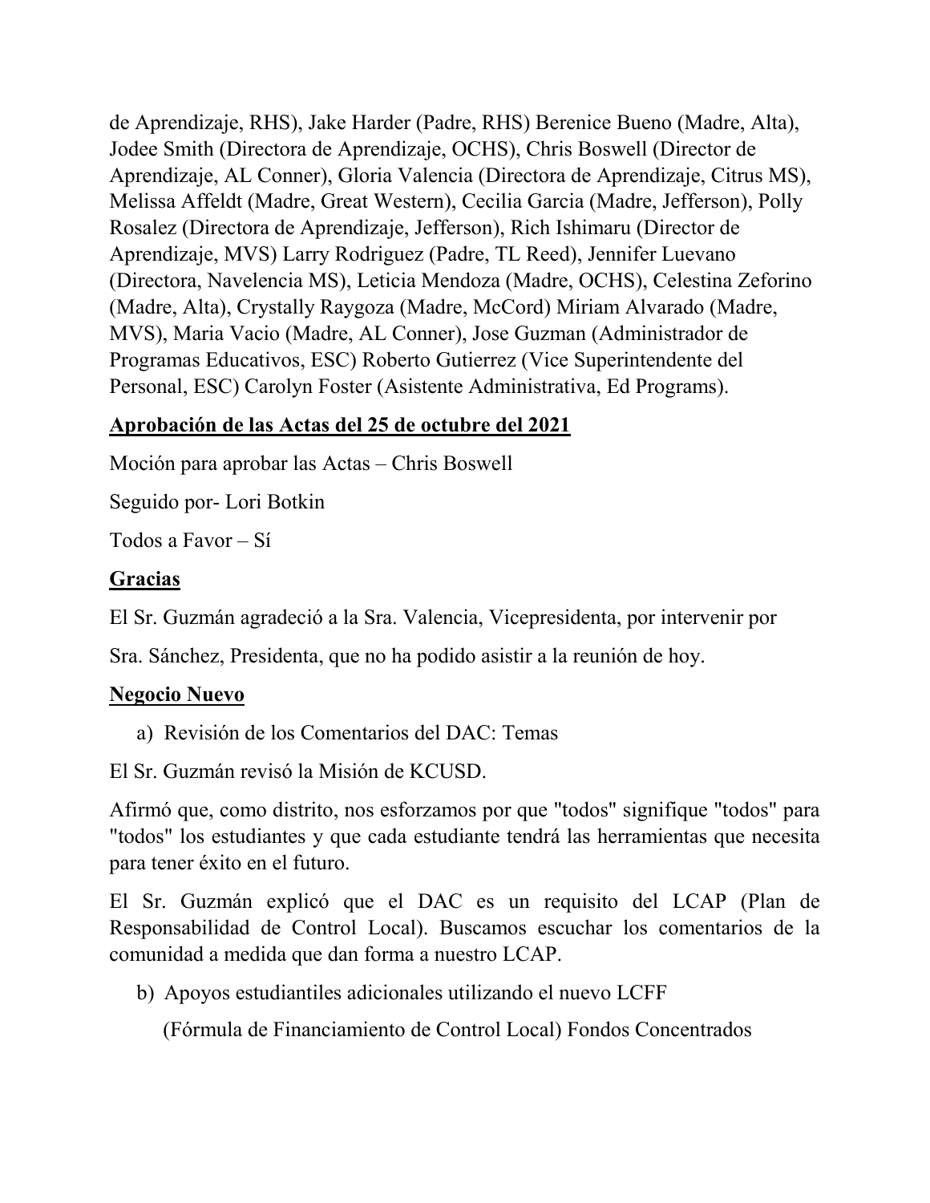de Aprendizaje, RHS), Jake Harder (Padre, RHS) Berenice Bueno (Madre, Alta), Jodee Smith (Directora de Aprendizaje, OCHS), Chris Boswell (Director de Aprendizaje, AL Conner), Gloria Valencia (Directora de Aprendizaje, Citrus MS), Melissa Affeldt (Madre, Great Western), Cecilia Garcia (Madre, Jefferson), Polly Rosalez (Directora de Aprendizaje, Jefferson), Rich Ishimaru (Director de Aprendizaje, MVS) Larry Rodriguez (Padre, TL Reed), Jennifer Luevano (Directora, Navelencia MS), Leticia Mendoza (Madre, OCHS), Celestina Zeforino (Madre, Alta), Crystally Raygoza (Madre, McCord) Miriam Alvarado (Madre, MVS), Maria Vacio (Madre, AL Conner), Jose Guzman (Administrador de Programas Educativos, ESC) Roberto Gutierrez (Vice Superintendente del Personal, ESC) Carolyn Foster (Asistente Administrativa, Ed Programs).

**Aprobación de las Actas del 25 de octubre del 2021**

Moción para aprobar las Actas – Chris Boswell

Seguido por- Lori Botkin

Todos a Favor – Sí

**Gracias**

El Sr. Guzmán agradeció a la Sra. Valencia, Vicepresidenta, por intervenir por Sra. Sánchez, Presidenta, que no ha podido asistir a la reunión de hoy.

**Negocio Nuevo**

a) Revisión de los Comentarios del DAC: Temas

El Sr. Guzmán revisó la Misión de KCUSD.

Afirmó que, como distrito, nos esforzamos por que "todos" signifique "todos" para "todos" los estudiantes y que cada estudiante tendrá las herramientas que necesita para tener éxito en el futuro.

El Sr. Guzmán explicó que el DAC es un requisito del LCAP (Plan de Responsabilidad de Control Local). Buscamos escuchar los comentarios de la comunidad a medida que dan forma a nuestro LCAP.

b) Apoyos estudiantiles adicionales utilizando el nuevo LCFF (Fórmula de Financiamiento de Control Local) Fondos Concentrados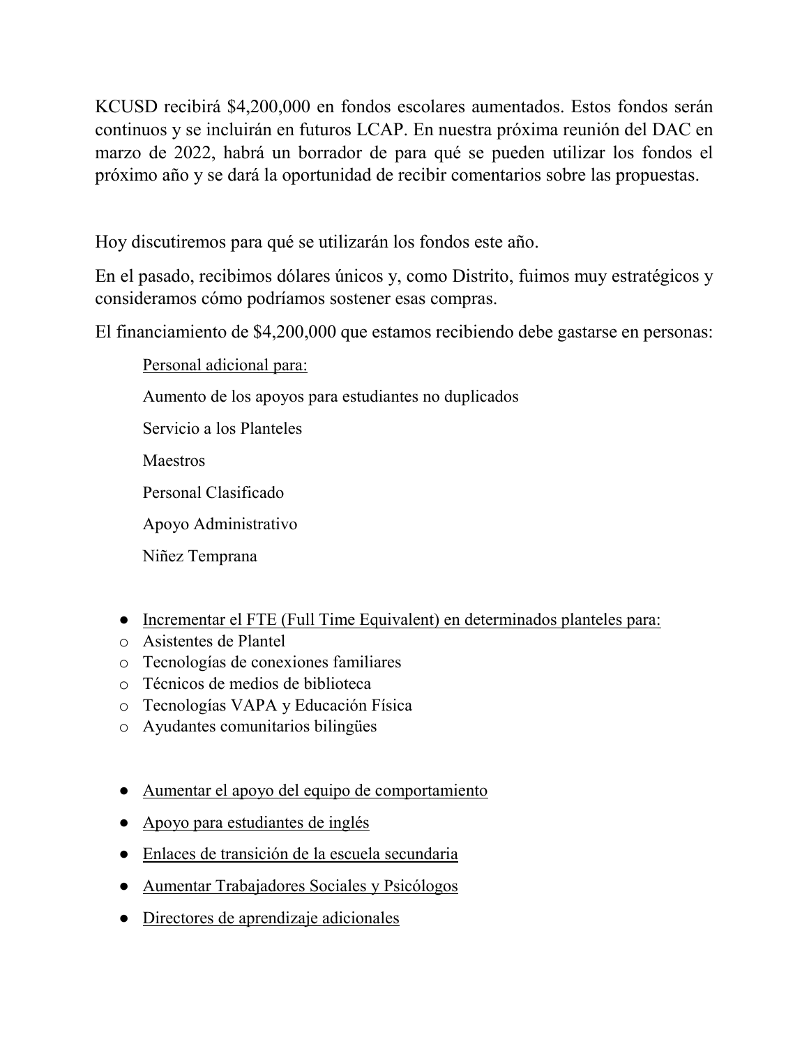KCUSD recibirá $4,200,000 en fondos escolares aumentados. Estos fondos serán continuos y se incluirán en futuros LCAP. En nuestra próxima reunión del DAC en marzo de 2022, habrá un borrador de para qué se pueden utilizar los fondos el próximo año y se dará la oportunidad de recibir comentarios sobre las propuestas.

Hoy discutiremos para qué se utilizarán los fondos este año.

En el pasado, recibimos dólares únicos y, como Distrito, fuimos muy estratégicos y consideramos cómo podríamos sostener esas compras.

El financiamiento de $4,200,000 que estamos recibiendo debe gastarse en personas:

> <u>Personal adicional para:</u>
>
> Aumento de los apoyos para estudiantes no duplicados
>
> Servicio a los Planteles
>
> Maestros
>
> Personal Clasificado
>
> Apoyo Administrativo
>
> Niñez Temprana

- <u>Incrementar el FTE (Full Time Equivalent) en determinados planteles para:</u>
    - Asistentes de Plantel
    - Tecnologías de conexiones familiares
    - Técnicos de medios de biblioteca
    - Tecnologías VAPA y Educación Física
    - Ayudantes comunitarios bilingües

- <u>Aumentar el apoyo del equipo de comportamiento</u>
- <u>Apoyo para estudiantes de inglés</u>
- <u>Enlaces de transición de la escuela secundaria</u>
- <u>Aumentar Trabajadores Sociales y Psicólogos</u>
- <u>Directores de aprendizaje adicionales</u>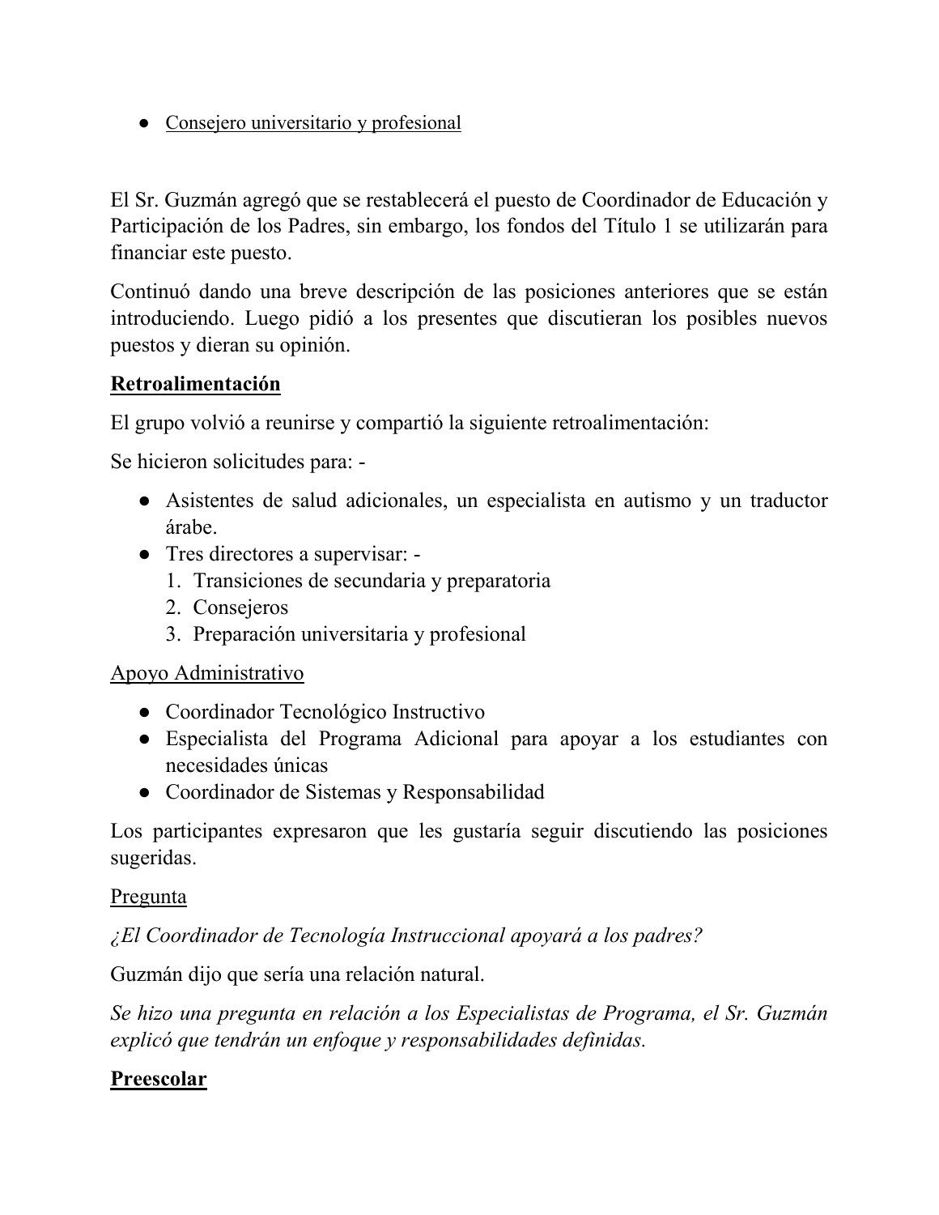- Consejero universitario y profesional

El Sr. Guzmán agregó que se restablecerá el puesto de Coordinador de Educación y Participación de los Padres, sin embargo, los fondos del Título 1 se utilizarán para financiar este puesto.

Continuó dando una breve descripción de las posiciones anteriores que se están introduciendo. Luego pidió a los presentes que discutieran los posibles nuevos puestos y dieran su opinión.

**Retroalimentación**

El grupo volvió a reunirse y compartió la siguiente retroalimentación:

Se hicieron solicitudes para: -

- Asistentes de salud adicionales, un especialista en autismo y un traductor árabe.
- Tres directores a supervisar: -
  1. Transiciones de secundaria y preparatoria
  2. Consejeros
  3. Preparación universitaria y profesional

Apoyo Administrativo

- Coordinador Tecnológico Instructivo
- Especialista del Programa Adicional para apoyar a los estudiantes con necesidades únicas
- Coordinador de Sistemas y Responsabilidad

Los participantes expresaron que les gustaría seguir discutiendo las posiciones sugeridas.

Pregunta

*¿El Coordinador de Tecnología Instruccional apoyará a los padres?*

Guzmán dijo que sería una relación natural.

*Se hizo una pregunta en relación a los Especialistas de Programa, el Sr. Guzmán explicó que tendrán un enfoque y responsabilidades definidas.*

**Preescolar**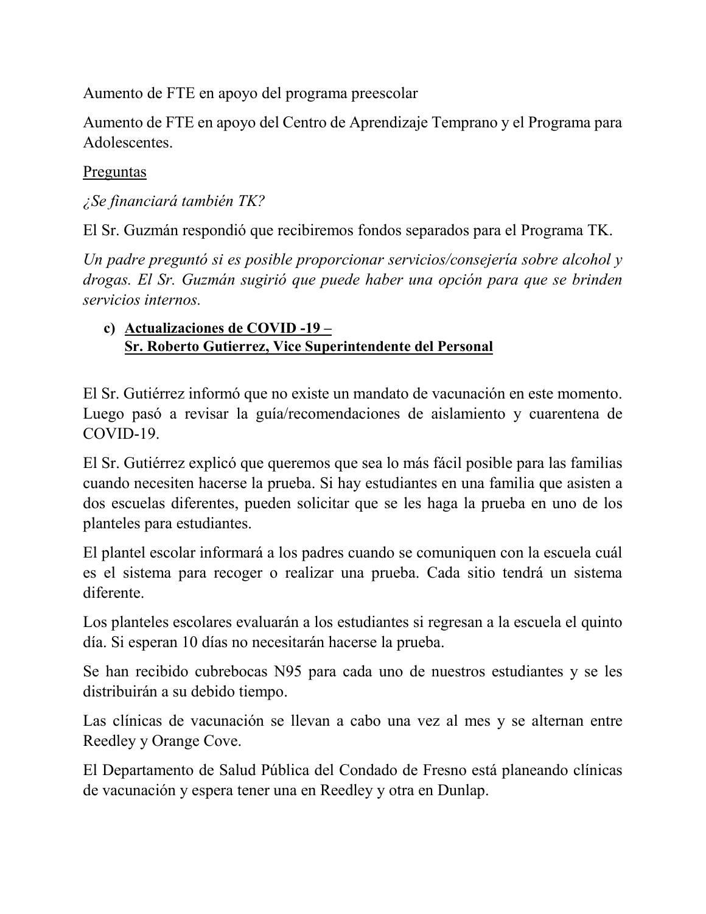Aumento de FTE en apoyo del programa preescolar

Aumento de FTE en apoyo del Centro de Aprendizaje Temprano y el Programa para Adolescentes.

<u>Preguntas</u>

*¿Se financiará también TK?*

El Sr. Guzmán respondió que recibiremos fondos separados para el Programa TK.

*Un padre preguntó si es posible proporcionar servicios/consejería sobre alcohol y drogas. El Sr. Guzmán sugirió que puede haber una opción para que se brinden servicios internos.*

c) **<u>Actualizaciones de COVID -19 –</u>**
**<u>Sr. Roberto Gutierrez, Vice Superintendente del Personal</u>**

El Sr. Gutiérrez informó que no existe un mandato de vacunación en este momento. Luego pasó a revisar la guía/recomendaciones de aislamiento y cuarentena de COVID-19.

El Sr. Gutiérrez explicó que queremos que sea lo más fácil posible para las familias cuando necesiten hacerse la prueba. Si hay estudiantes en una familia que asisten a dos escuelas diferentes, pueden solicitar que se les haga la prueba en uno de los planteles para estudiantes.

El plantel escolar informará a los padres cuando se comuniquen con la escuela cuál es el sistema para recoger o realizar una prueba. Cada sitio tendrá un sistema diferente.

Los planteles escolares evaluarán a los estudiantes si regresan a la escuela el quinto día. Si esperan 10 días no necesitarán hacerse la prueba.

Se han recibido cubrebocas N95 para cada uno de nuestros estudiantes y se les distribuirán a su debido tiempo.

Las clínicas de vacunación se llevan a cabo una vez al mes y se alternan entre Reedley y Orange Cove.

El Departamento de Salud Pública del Condado de Fresno está planeando clínicas de vacunación y espera tener una en Reedley y otra en Dunlap.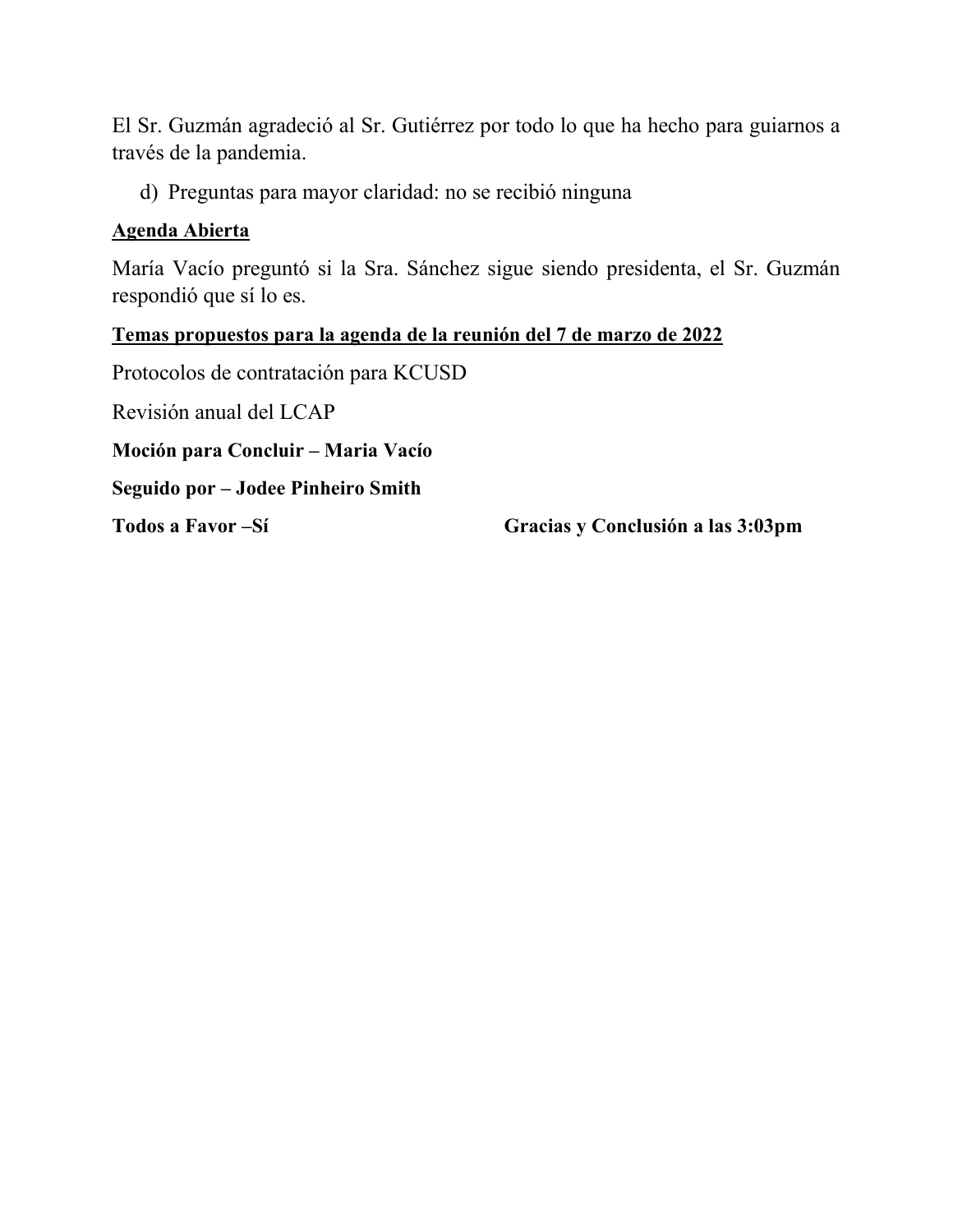El Sr. Guzmán agradeció al Sr. Gutiérrez por todo lo que ha hecho para guiarnos a través de la pandemia.

d) Preguntas para mayor claridad: no se recibió ninguna

**<u>Agenda Abierta</u>**

María Vacío preguntó si la Sra. Sánchez sigue siendo presidenta, el Sr. Guzmán respondió que sí lo es.

**<u>Temas propuestos para la agenda de la reunión del 7 de marzo de 2022</u>**

Protocolos de contratación para KCUSD

Revisión anual del LCAP

**Moción para Concluir – Maria Vacío**

**Seguido por – Jodee Pinheiro Smith**

**Todos a Favor –Sí** **Gracias y Conclusión a las 3:03pm**